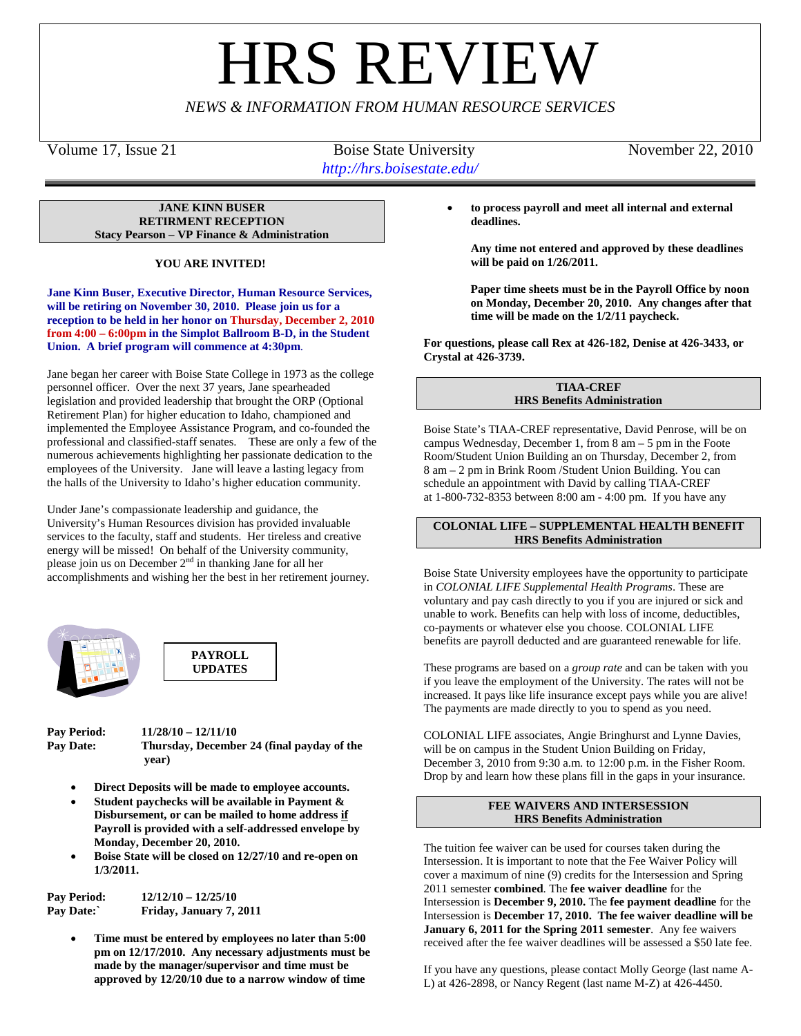# HRS REVIEW

*NEWS & INFORMATION FROM HUMAN RESOURCE SERVICES*

Volume 17, Issue 21 — Boise State University — November 22, 2010

*http://hrs.boisestate.edu/*

---

**JANE KINN BUSER**
**RETIRMENT RECEPTION**
**Stacy Pearson – VP Finance & Administration**

**YOU ARE INVITED!**

**Jane Kinn Buser, Executive Director, Human Resource Services, will be retiring on November 30, 2010. Please join us for a reception to be held in her honor on Thursday, December 2, 2010 from 4:00 – 6:00pm in the Simplot Ballroom B-D, in the Student Union. A brief program will commence at 4:30pm.**

Jane began her career with Boise State College in 1973 as the college personnel officer. Over the next 37 years, Jane spearheaded legislation and provided leadership that brought the ORP (Optional Retirement Plan) for higher education to Idaho, championed and implemented the Employee Assistance Program, and co-founded the professional and classified-staff senates. These are only a few of the numerous achievements highlighting her passionate dedication to the employees of the University. Jane will leave a lasting legacy from the halls of the University to Idaho's higher education community.

Under Jane's compassionate leadership and guidance, the University's Human Resources division has provided invaluable services to the faculty, staff and students. Her tireless and creative energy will be missed! On behalf of the University community, please join us on December 2nd in thanking Jane for all her accomplishments and wishing her the best in her retirement journey.

**PAYROLL UPDATES**

**Pay Period:** 11/28/10 – 12/11/10
**Pay Date:** Thursday, December 24 (final payday of the year)

- **Direct Deposits will be made to employee accounts.**
- **Student paychecks will be available in Payment & Disbursement, or can be mailed to home address if Payroll is provided with a self-addressed envelope by Monday, December 20, 2010.**
- **Boise State will be closed on 12/27/10 and re-open on 1/3/2011.**

**Pay Period:** 12/12/10 – 12/25/10
**Pay Date:`** Friday, January 7, 2011

- **Time must be entered by employees no later than 5:00 pm on 12/17/2010. Any necessary adjustments must be made by the manager/supervisor and time must be approved by 12/20/10 due to a narrow window of time to process payroll and meet all internal and external deadlines.**

  **Any time not entered and approved by these deadlines will be paid on 1/26/2011.**

  **Paper time sheets must be in the Payroll Office by noon on Monday, December 20, 2010. Any changes after that time will be made on the 1/2/11 paycheck.**

**For questions, please call Rex at 426-182, Denise at 426-3433, or Crystal at 426-3739.**

**TIAA-CREF**
**HRS Benefits Administration**

Boise State's TIAA-CREF representative, David Penrose, will be on campus Wednesday, December 1, from 8 am – 5 pm in the Foote Room/Student Union Building an on Thursday, December 2, from 8 am – 2 pm in Brink Room /Student Union Building. You can schedule an appointment with David by calling TIAA-CREF at 1-800-732-8353 between 8:00 am - 4:00 pm. If you have any

**COLONIAL LIFE – SUPPLEMENTAL HEALTH BENEFIT**
**HRS Benefits Administration**

Boise State University employees have the opportunity to participate in *COLONIAL LIFE Supplemental Health Programs*. These are voluntary and pay cash directly to you if you are injured or sick and unable to work. Benefits can help with loss of income, deductibles, co-payments or whatever else you choose. COLONIAL LIFE benefits are payroll deducted and are guaranteed renewable for life.

These programs are based on a *group rate* and can be taken with you if you leave the employment of the University. The rates will not be increased. It pays like life insurance except pays while you are alive! The payments are made directly to you to spend as you need.

COLONIAL LIFE associates, Angie Bringhurst and Lynne Davies, will be on campus in the Student Union Building on Friday, December 3, 2010 from 9:30 a.m. to 12:00 p.m. in the Fisher Room. Drop by and learn how these plans fill in the gaps in your insurance.

**FEE WAIVERS AND INTERSESSION**
**HRS Benefits Administration**

The tuition fee waiver can be used for courses taken during the Intersession. It is important to note that the Fee Waiver Policy will cover a maximum of nine (9) credits for the Intersession and Spring 2011 semester **combined**. The **fee waiver deadline** for the Intersession is **December 9, 2010.** The **fee payment deadline** for the Intersession is **December 17, 2010. The fee waiver deadline will be January 6, 2011 for the Spring 2011 semester**. Any fee waivers received after the fee waiver deadlines will be assessed a $50 late fee.

If you have any questions, please contact Molly George (last name A-L) at 426-2898, or Nancy Regent (last name M-Z) at 426-4450.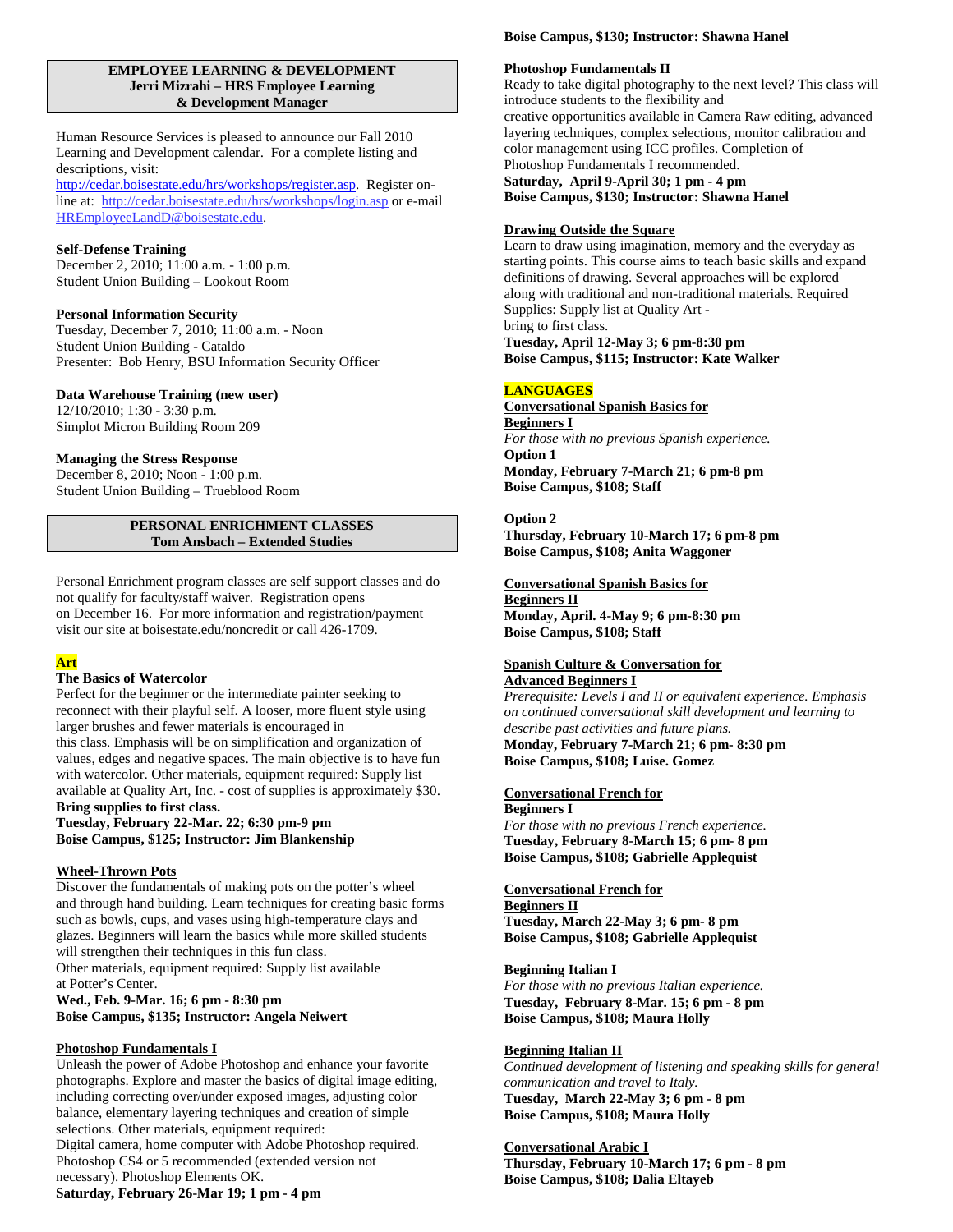## EMPLOYEE LEARNING & DEVELOPMENT
**Jerri Mizrahi – HRS Employee Learning & Development Manager**

Human Resource Services is pleased to announce our Fall 2010 Learning and Development calendar. For a complete listing and descriptions, visit: http://cedar.boisestate.edu/hrs/workshops/register.asp. Register on-line at: http://cedar.boisestate.edu/hrs/workshops/login.asp or e-mail HREmployeeLandD@boisestate.edu.

**Self-Defense Training**
December 2, 2010; 11:00 a.m. - 1:00 p.m.
Student Union Building – Lookout Room

**Personal Information Security**
Tuesday, December 7, 2010; 11:00 a.m. - Noon
Student Union Building - Cataldo
Presenter: Bob Henry, BSU Information Security Officer

**Data Warehouse Training (new user)**
12/10/2010; 1:30 - 3:30 p.m.
Simplot Micron Building Room 209

**Managing the Stress Response**
December 8, 2010; Noon - 1:00 p.m.
Student Union Building – Trueblood Room

## PERSONAL ENRICHMENT CLASSES
**Tom Ansbach – Extended Studies**

Personal Enrichment program classes are self support classes and do not qualify for faculty/staff waiver. Registration opens on December 16. For more information and registration/payment visit our site at boisestate.edu/noncredit or call 426-1709.

### Art

**The Basics of Watercolor**
Perfect for the beginner or the intermediate painter seeking to reconnect with their playful self. A looser, more fluent style using larger brushes and fewer materials is encouraged in this class. Emphasis will be on simplification and organization of values, edges and negative spaces. The main objective is to have fun with watercolor. Other materials, equipment required: Supply list available at Quality Art, Inc. - cost of supplies is approximately $30.
**Bring supplies to first class.**
**Tuesday, February 22-Mar. 22; 6:30 pm-9 pm**
**Boise Campus, $125; Instructor: Jim Blankenship**

**Wheel-Thrown Pots**
Discover the fundamentals of making pots on the potter's wheel and through hand building. Learn techniques for creating basic forms such as bowls, cups, and vases using high-temperature clays and glazes. Beginners will learn the basics while more skilled students will strengthen their techniques in this fun class.
Other materials, equipment required: Supply list available at Potter's Center.
**Wed., Feb. 9-Mar. 16; 6 pm - 8:30 pm**
**Boise Campus, $135; Instructor: Angela Neiwert**

**Photoshop Fundamentals I**
Unleash the power of Adobe Photoshop and enhance your favorite photographs. Explore and master the basics of digital image editing, including correcting over/under exposed images, adjusting color balance, elementary layering techniques and creation of simple selections. Other materials, equipment required:
Digital camera, home computer with Adobe Photoshop required. Photoshop CS4 or 5 recommended (extended version not necessary). Photoshop Elements OK.
**Saturday, February 26-Mar 19; 1 pm - 4 pm**
**Boise Campus, $130; Instructor: Shawna Hanel**

**Photoshop Fundamentals II**
Ready to take digital photography to the next level? This class will introduce students to the flexibility and creative opportunities available in Camera Raw editing, advanced layering techniques, complex selections, monitor calibration and color management using ICC profiles. Completion of Photoshop Fundamentals I recommended.
**Saturday, April 9-April 30; 1 pm - 4 pm**
**Boise Campus, $130; Instructor: Shawna Hanel**

**Drawing Outside the Square**
Learn to draw using imagination, memory and the everyday as starting points. This course aims to teach basic skills and expand definitions of drawing. Several approaches will be explored along with traditional and non-traditional materials. Required Supplies: Supply list at Quality Art - bring to first class.
**Tuesday, April 12-May 3; 6 pm-8:30 pm**
**Boise Campus, $115; Instructor: Kate Walker**

### LANGUAGES

**Conversational Spanish Basics for Beginners I**
*For those with no previous Spanish experience.*
**Option 1**
**Monday, February 7-March 21; 6 pm-8 pm**
**Boise Campus, $108; Staff**

**Option 2**
**Thursday, February 10-March 17; 6 pm-8 pm**
**Boise Campus, $108; Anita Waggoner**

**Conversational Spanish Basics for Beginners II**
**Monday, April. 4-May 9; 6 pm-8:30 pm**
**Boise Campus, $108; Staff**

**Spanish Culture & Conversation for Advanced Beginners I**
*Prerequisite: Levels I and II or equivalent experience. Emphasis on continued conversational skill development and learning to describe past activities and future plans.*
**Monday, February 7-March 21; 6 pm- 8:30 pm**
**Boise Campus, $108; Luise. Gomez**

**Conversational French for Beginners I**
*For those with no previous French experience.*
**Tuesday, February 8-March 15; 6 pm- 8 pm**
**Boise Campus, $108; Gabrielle Applequist**

**Conversational French for Beginners II**
**Tuesday, March 22-May 3; 6 pm- 8 pm**
**Boise Campus, $108; Gabrielle Applequist**

**Beginning Italian I**
*For those with no previous Italian experience.*
**Tuesday, February 8-Mar. 15; 6 pm - 8 pm**
**Boise Campus, $108; Maura Holly**

**Beginning Italian II**
*Continued development of listening and speaking skills for general communication and travel to Italy.*
**Tuesday, March 22-May 3; 6 pm - 8 pm**
**Boise Campus, $108; Maura Holly**

**Conversational Arabic I**
**Thursday, February 10-March 17; 6 pm - 8 pm**
**Boise Campus, $108; Dalia Eltayeb**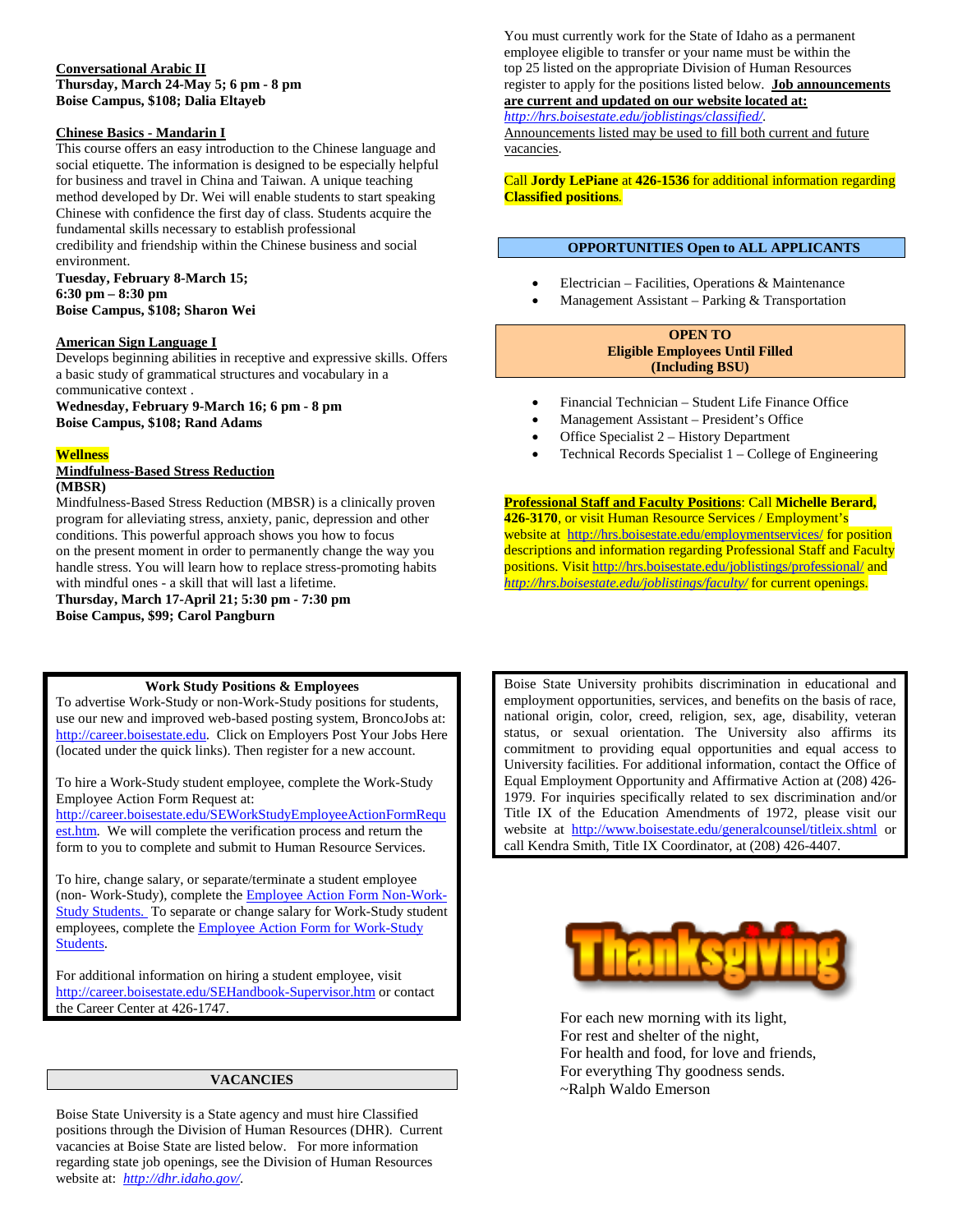**Conversational Arabic II**
**Thursday, March 24-May 5; 6 pm - 8 pm**
**Boise Campus, $108; Dalia Eltayeb**

**Chinese Basics - Mandarin I**
This course offers an easy introduction to the Chinese language and social etiquette. The information is designed to be especially helpful for business and travel in China and Taiwan. A unique teaching method developed by Dr. Wei will enable students to start speaking Chinese with confidence the first day of class. Students acquire the fundamental skills necessary to establish professional credibility and friendship within the Chinese business and social environment.
**Tuesday, February 8-March 15;**
**6:30 pm – 8:30 pm**
**Boise Campus, $108; Sharon Wei**

**American Sign Language I**
Develops beginning abilities in receptive and expressive skills. Offers a basic study of grammatical structures and vocabulary in a communicative context .
**Wednesday, February 9-March 16; 6 pm - 8 pm**
**Boise Campus, $108; Rand Adams**

**Wellness**
**Mindfulness-Based Stress Reduction**
**(MBSR)**
Mindfulness-Based Stress Reduction (MBSR) is a clinically proven program for alleviating stress, anxiety, panic, depression and other conditions. This powerful approach shows you how to focus on the present moment in order to permanently change the way you handle stress. You will learn how to replace stress-promoting habits with mindful ones - a skill that will last a lifetime.
**Thursday, March 17-April 21; 5:30 pm - 7:30 pm**
**Boise Campus, $99; Carol Pangburn**

**Work Study Positions & Employees**

To advertise Work-Study or non-Work-Study positions for students, use our new and improved web-based posting system, BroncoJobs at: http://career.boisestate.edu. Click on Employers Post Your Jobs Here (located under the quick links). Then register for a new account.

To hire a Work-Study student employee, complete the Work-Study Employee Action Form Request at: http://career.boisestate.edu/SEWorkStudyEmployeeActionFormRequest.htm. We will complete the verification process and return the form to you to complete and submit to Human Resource Services.

To hire, change salary, or separate/terminate a student employee (non- Work-Study), complete the Employee Action Form Non-Work-Study Students. To separate or change salary for Work-Study student employees, complete the Employee Action Form for Work-Study Students.

For additional information on hiring a student employee, visit http://career.boisestate.edu/SEHandbook-Supervisor.htm or contact the Career Center at 426-1747.

## VACANCIES

Boise State University is a State agency and must hire Classified positions through the Division of Human Resources (DHR). Current vacancies at Boise State are listed below. For more information regarding state job openings, see the Division of Human Resources website at: *http://dhr.idaho.gov/*.

You must currently work for the State of Idaho as a permanent employee eligible to transfer or your name must be within the top 25 listed on the appropriate Division of Human Resources register to apply for the positions listed below. **Job announcements are current and updated on our website located at:** *http://hrs.boisestate.edu/joblistings/classified/*.
Announcements listed may be used to fill both current and future vacancies.

Call **Jordy LePiane** at **426-1536** for additional information regarding **Classified positions**.

### OPPORTUNITIES Open to ALL APPLICANTS

- Electrician – Facilities, Operations & Maintenance
- Management Assistant – Parking & Transportation

### OPEN TO Eligible Employees Until Filled (Including BSU)

- Financial Technician – Student Life Finance Office
- Management Assistant – President's Office
- Office Specialist 2 – History Department
- Technical Records Specialist 1 – College of Engineering

**Professional Staff and Faculty Positions**: Call **Michelle Berard, 426-3170**, or visit Human Resource Services / Employment's website at http://hrs.boisestate.edu/employmentservices/ for position descriptions and information regarding Professional Staff and Faculty positions. Visit http://hrs.boisestate.edu/joblistings/professional/ and *http://hrs.boisestate.edu/joblistings/faculty/* for current openings.

Boise State University prohibits discrimination in educational and employment opportunities, services, and benefits on the basis of race, national origin, color, creed, religion, sex, age, disability, veteran status, or sexual orientation. The University also affirms its commitment to providing equal opportunities and equal access to University facilities. For additional information, contact the Office of Equal Employment Opportunity and Affirmative Action at (208) 426-1979. For inquiries specifically related to sex discrimination and/or Title IX of the Education Amendments of 1972, please visit our website at http://www.boisestate.edu/generalcounsel/titleix.shtml or call Kendra Smith, Title IX Coordinator, at (208) 426-4407.

**Thanksgiving**

For each new morning with its light,
For rest and shelter of the night,
For health and food, for love and friends,
For everything Thy goodness sends.
~Ralph Waldo Emerson